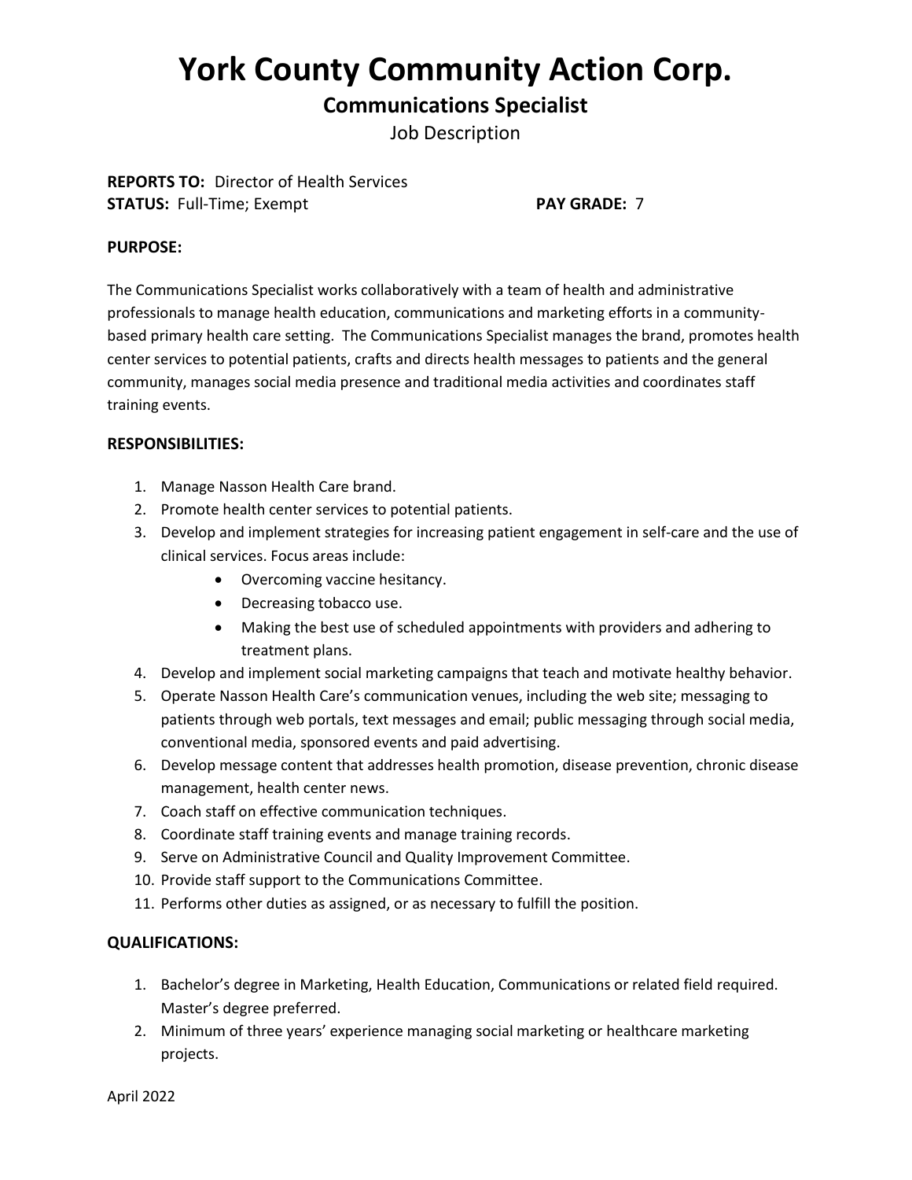# York County Community Action Corp.

## Communications Specialist

Job Description

**REPORTS TO:** Director of Health Services
**STATUS:** Full-Time; Exempt **PAY GRADE:** 7

**PURPOSE:**

The Communications Specialist works collaboratively with a team of health and administrative professionals to manage health education, communications and marketing efforts in a community-based primary health care setting. The Communications Specialist manages the brand, promotes health center services to potential patients, crafts and directs health messages to patients and the general community, manages social media presence and traditional media activities and coordinates staff training events.

**RESPONSIBILITIES:**

1. Manage Nasson Health Care brand.
2. Promote health center services to potential patients.
3. Develop and implement strategies for increasing patient engagement in self-care and the use of clinical services. Focus areas include:
    - Overcoming vaccine hesitancy.
    - Decreasing tobacco use.
    - Making the best use of scheduled appointments with providers and adhering to treatment plans.
4. Develop and implement social marketing campaigns that teach and motivate healthy behavior.
5. Operate Nasson Health Care's communication venues, including the web site; messaging to patients through web portals, text messages and email; public messaging through social media, conventional media, sponsored events and paid advertising.
6. Develop message content that addresses health promotion, disease prevention, chronic disease management, health center news.
7. Coach staff on effective communication techniques.
8. Coordinate staff training events and manage training records.
9. Serve on Administrative Council and Quality Improvement Committee.
10. Provide staff support to the Communications Committee.
11. Performs other duties as assigned, or as necessary to fulfill the position.

**QUALIFICATIONS:**

1. Bachelor's degree in Marketing, Health Education, Communications or related field required. Master's degree preferred.
2. Minimum of three years' experience managing social marketing or healthcare marketing projects.

April 2022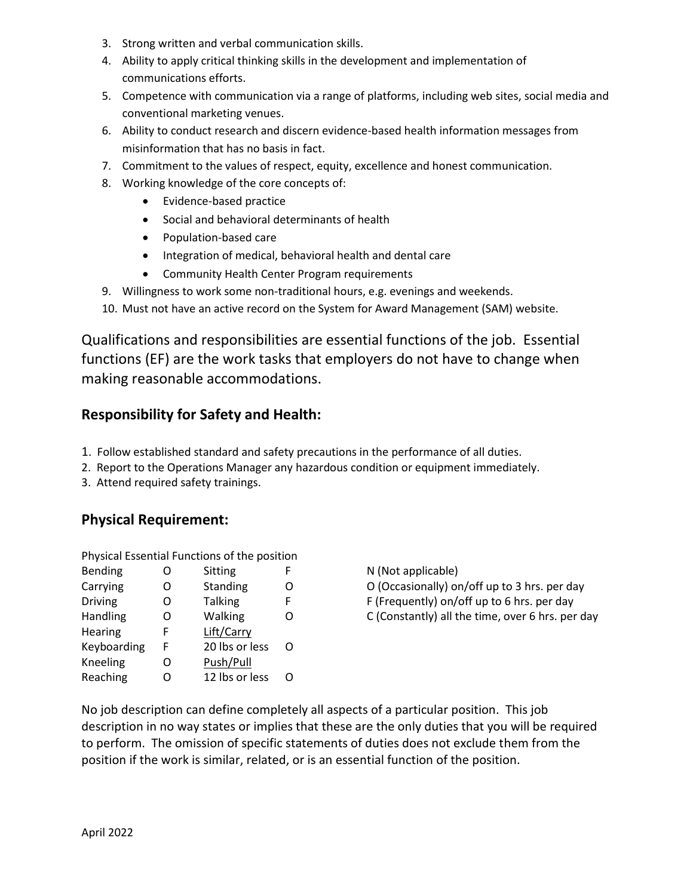3. Strong written and verbal communication skills.
4. Ability to apply critical thinking skills in the development and implementation of communications efforts.
5. Competence with communication via a range of platforms, including web sites, social media and conventional marketing venues.
6. Ability to conduct research and discern evidence-based health information messages from misinformation that has no basis in fact.
7. Commitment to the values of respect, equity, excellence and honest communication.
8. Working knowledge of the core concepts of:
   - Evidence-based practice
   - Social and behavioral determinants of health
   - Population-based care
   - Integration of medical, behavioral health and dental care
   - Community Health Center Program requirements
9. Willingness to work some non-traditional hours, e.g. evenings and weekends.
10. Must not have an active record on the System for Award Management (SAM) website.

Qualifications and responsibilities are essential functions of the job. Essential functions (EF) are the work tasks that employers do not have to change when making reasonable accommodations.

## Responsibility for Safety and Health:

1. Follow established standard and safety precautions in the performance of all duties.
2. Report to the Operations Manager any hazardous condition or equipment immediately.
3. Attend required safety trainings.

## Physical Requirement:

Physical Essential Functions of the position

| | | | |
|---|---|---|---|
| Bending | O | Sitting | F |
| Carrying | O | Standing | O |
| Driving | O | Talking | F |
| Handling | O | Walking | O |
| Hearing | F | Lift/Carry | |
| Keyboarding | F | 20 lbs or less | O |
| Kneeling | O | Push/Pull | |
| Reaching | O | 12 lbs or less | O |

N (Not applicable)
O (Occasionally) on/off up to 3 hrs. per day
F (Frequently) on/off up to 6 hrs. per day
C (Constantly) all the time, over 6 hrs. per day

No job description can define completely all aspects of a particular position. This job description in no way states or implies that these are the only duties that you will be required to perform. The omission of specific statements of duties does not exclude them from the position if the work is similar, related, or is an essential function of the position.

April 2022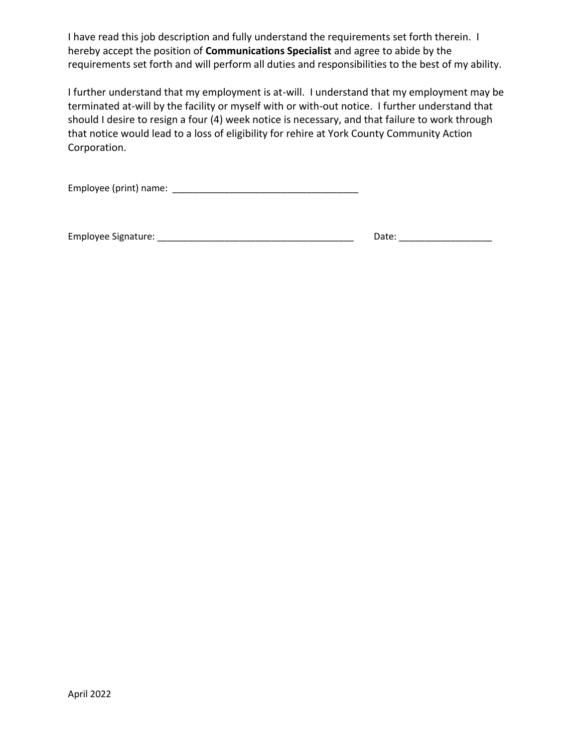I have read this job description and fully understand the requirements set forth therein. I hereby accept the position of **Communications Specialist** and agree to abide by the requirements set forth and will perform all duties and responsibilities to the best of my ability.

I further understand that my employment is at-will. I understand that my employment may be terminated at-will by the facility or myself with or with-out notice. I further understand that should I desire to resign a four (4) week notice is necessary, and that failure to work through that notice would lead to a loss of eligibility for rehire at York County Community Action Corporation.

Employee (print) name: ____________________________________

Employee Signature: ______________________________________ Date: __________________

April 2022